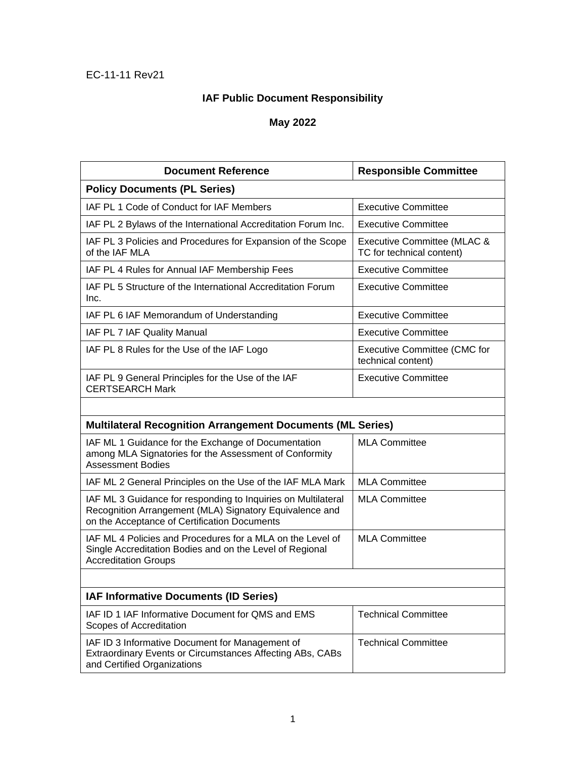EC-11-11 Rev21

# IAF Public Document Responsibility

## May 2022

| Document Reference | Responsible Committee |
|---|---|
| **Policy Documents (PL Series)** | |
| IAF PL 1 Code of Conduct for IAF Members | Executive Committee |
| IAF PL 2 Bylaws of the International Accreditation Forum Inc. | Executive Committee |
| IAF PL 3 Policies and Procedures for Expansion of the Scope of the IAF MLA | Executive Committee (MLAC & TC for technical content) |
| IAF PL 4 Rules for Annual IAF Membership Fees | Executive Committee |
| IAF PL 5 Structure of the International Accreditation Forum Inc. | Executive Committee |
| IAF PL 6 IAF Memorandum of Understanding | Executive Committee |
| IAF PL 7 IAF Quality Manual | Executive Committee |
| IAF PL 8 Rules for the Use of the IAF Logo | Executive Committee (CMC for technical content) |
| IAF PL 9 General Principles for the Use of the IAF CERTSEARCH Mark | Executive Committee |
| | |
| **Multilateral Recognition Arrangement Documents (ML Series)** | |
| IAF ML 1 Guidance for the Exchange of Documentation among MLA Signatories for the Assessment of Conformity Assessment Bodies | MLA Committee |
| IAF ML 2 General Principles on the Use of the IAF MLA Mark | MLA Committee |
| IAF ML 3 Guidance for responding to Inquiries on Multilateral Recognition Arrangement (MLA) Signatory Equivalence and on the Acceptance of Certification Documents | MLA Committee |
| IAF ML 4 Policies and Procedures for a MLA on the Level of Single Accreditation Bodies and on the Level of Regional Accreditation Groups | MLA Committee |
| | |
| **IAF Informative Documents (ID Series)** | |
| IAF ID 1 IAF Informative Document for QMS and EMS Scopes of Accreditation | Technical Committee |
| IAF ID 3 Informative Document for Management of Extraordinary Events or Circumstances Affecting ABs, CABs and Certified Organizations | Technical Committee |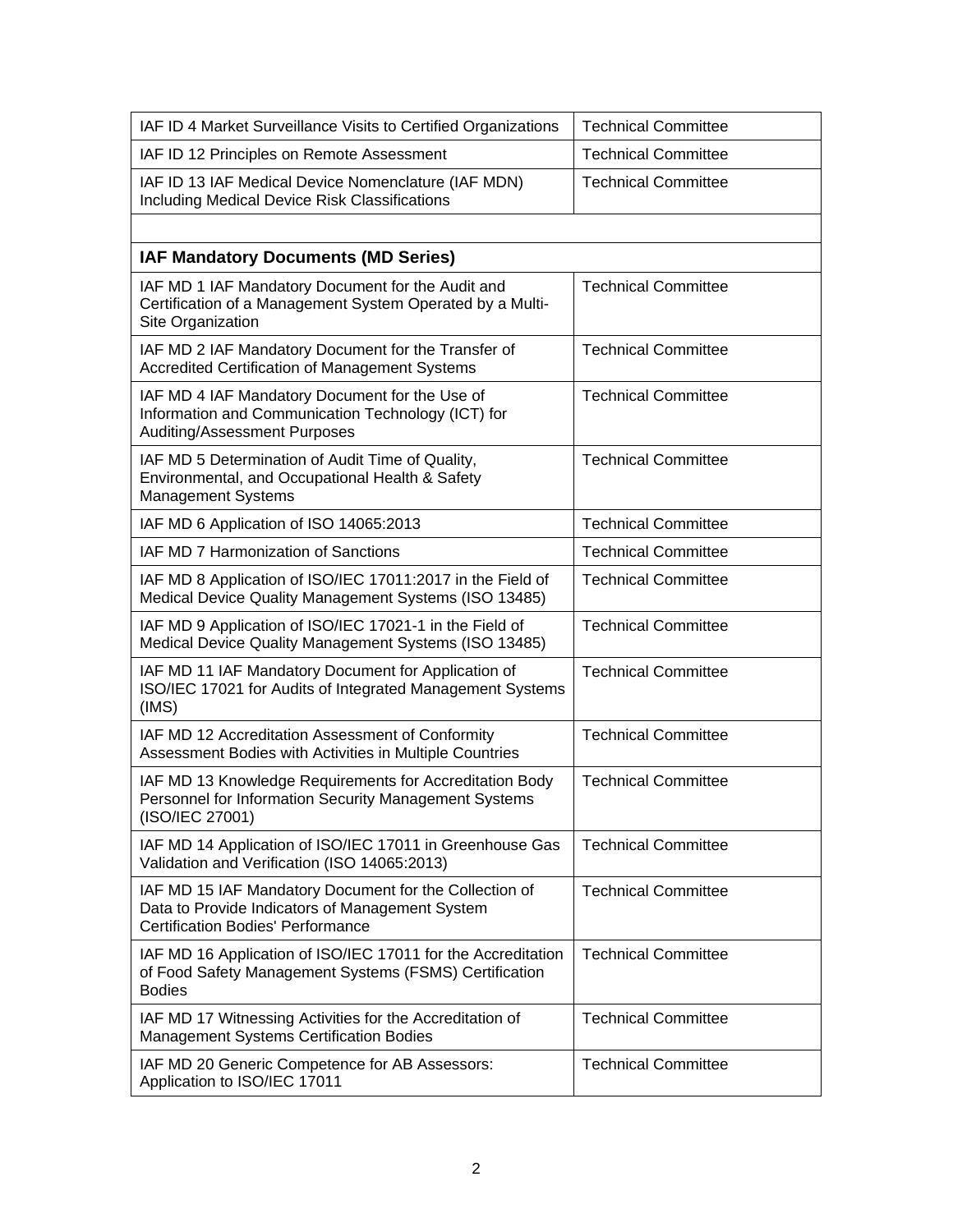| | |
|---|---|
| IAF ID 4 Market Surveillance Visits to Certified Organizations | Technical Committee |
| IAF ID 12 Principles on Remote Assessment | Technical Committee |
| IAF ID 13 IAF Medical Device Nomenclature (IAF MDN) Including Medical Device Risk Classifications | Technical Committee |
| | |
| **IAF Mandatory Documents (MD Series)** | |
| IAF MD 1 IAF Mandatory Document for the Audit and Certification of a Management System Operated by a Multi-Site Organization | Technical Committee |
| IAF MD 2 IAF Mandatory Document for the Transfer of Accredited Certification of Management Systems | Technical Committee |
| IAF MD 4 IAF Mandatory Document for the Use of Information and Communication Technology (ICT) for Auditing/Assessment Purposes | Technical Committee |
| IAF MD 5 Determination of Audit Time of Quality, Environmental, and Occupational Health & Safety Management Systems | Technical Committee |
| IAF MD 6 Application of ISO 14065:2013 | Technical Committee |
| IAF MD 7 Harmonization of Sanctions | Technical Committee |
| IAF MD 8 Application of ISO/IEC 17011:2017 in the Field of Medical Device Quality Management Systems (ISO 13485) | Technical Committee |
| IAF MD 9 Application of ISO/IEC 17021-1 in the Field of Medical Device Quality Management Systems (ISO 13485) | Technical Committee |
| IAF MD 11 IAF Mandatory Document for Application of ISO/IEC 17021 for Audits of Integrated Management Systems (IMS) | Technical Committee |
| IAF MD 12 Accreditation Assessment of Conformity Assessment Bodies with Activities in Multiple Countries | Technical Committee |
| IAF MD 13 Knowledge Requirements for Accreditation Body Personnel for Information Security Management Systems (ISO/IEC 27001) | Technical Committee |
| IAF MD 14 Application of ISO/IEC 17011 in Greenhouse Gas Validation and Verification (ISO 14065:2013) | Technical Committee |
| IAF MD 15 IAF Mandatory Document for the Collection of Data to Provide Indicators of Management System Certification Bodies' Performance | Technical Committee |
| IAF MD 16 Application of ISO/IEC 17011 for the Accreditation of Food Safety Management Systems (FSMS) Certification Bodies | Technical Committee |
| IAF MD 17 Witnessing Activities for the Accreditation of Management Systems Certification Bodies | Technical Committee |
| IAF MD 20 Generic Competence for AB Assessors: Application to ISO/IEC 17011 | Technical Committee |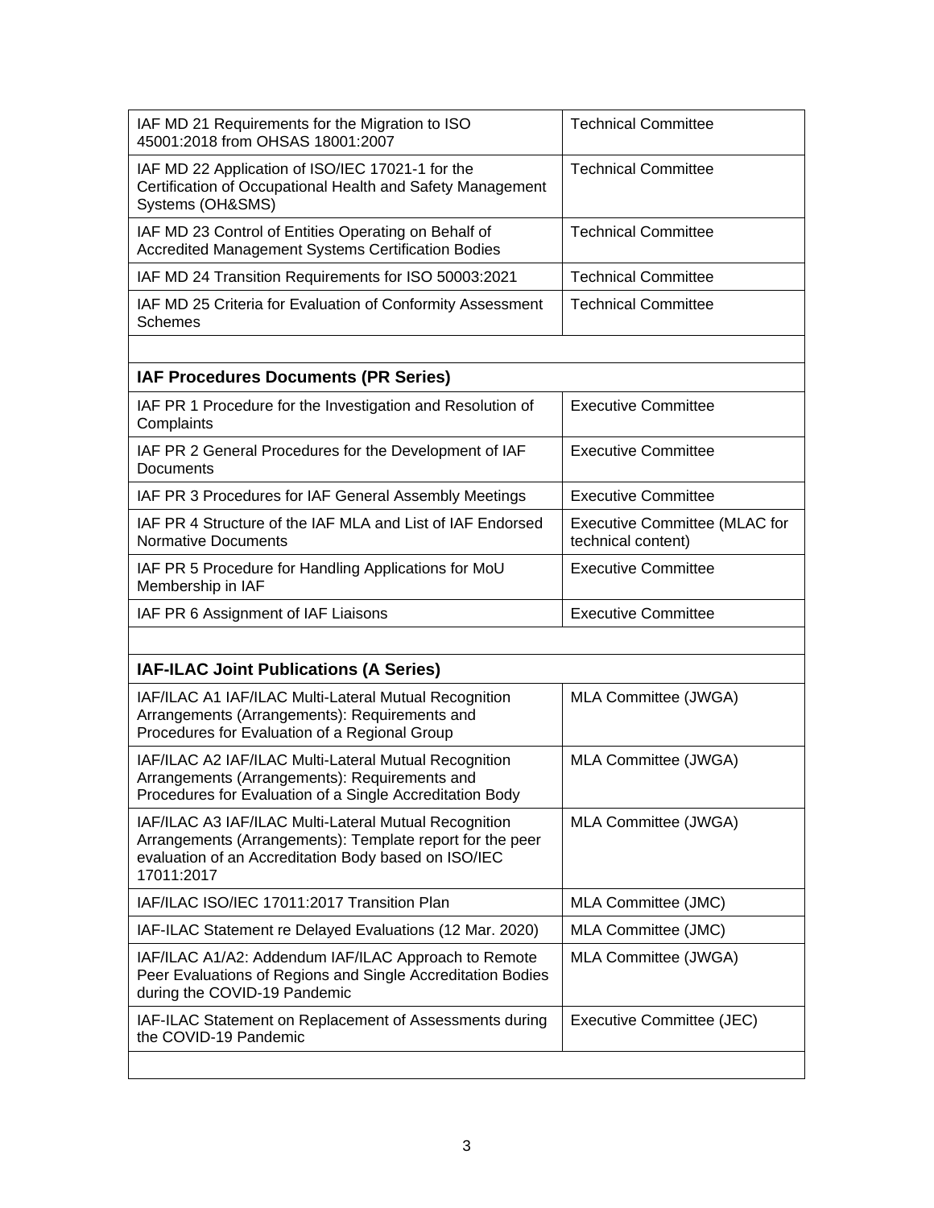| | |
|---|---|
| IAF MD 21 Requirements for the Migration to ISO 45001:2018 from OHSAS 18001:2007 | Technical Committee |
| IAF MD 22 Application of ISO/IEC 17021-1 for the Certification of Occupational Health and Safety Management Systems (OH&SMS) | Technical Committee |
| IAF MD 23 Control of Entities Operating on Behalf of Accredited Management Systems Certification Bodies | Technical Committee |
| IAF MD 24 Transition Requirements for ISO 50003:2021 | Technical Committee |
| IAF MD 25 Criteria for Evaluation of Conformity Assessment Schemes | Technical Committee |
| | |
| **IAF Procedures Documents (PR Series)** | |
| IAF PR 1 Procedure for the Investigation and Resolution of Complaints | Executive Committee |
| IAF PR 2 General Procedures for the Development of IAF Documents | Executive Committee |
| IAF PR 3 Procedures for IAF General Assembly Meetings | Executive Committee |
| IAF PR 4 Structure of the IAF MLA and List of IAF Endorsed Normative Documents | Executive Committee (MLAC for technical content) |
| IAF PR 5 Procedure for Handling Applications for MoU Membership in IAF | Executive Committee |
| IAF PR 6 Assignment of IAF Liaisons | Executive Committee |
| | |
| **IAF-ILAC Joint Publications (A Series)** | |
| IAF/ILAC A1 IAF/ILAC Multi-Lateral Mutual Recognition Arrangements (Arrangements): Requirements and Procedures for Evaluation of a Regional Group | MLA Committee (JWGA) |
| IAF/ILAC A2 IAF/ILAC Multi-Lateral Mutual Recognition Arrangements (Arrangements): Requirements and Procedures for Evaluation of a Single Accreditation Body | MLA Committee (JWGA) |
| IAF/ILAC A3 IAF/ILAC Multi-Lateral Mutual Recognition Arrangements (Arrangements): Template report for the peer evaluation of an Accreditation Body based on ISO/IEC 17011:2017 | MLA Committee (JWGA) |
| IAF/ILAC ISO/IEC 17011:2017 Transition Plan | MLA Committee (JMC) |
| IAF-ILAC Statement re Delayed Evaluations (12 Mar. 2020) | MLA Committee (JMC) |
| IAF/ILAC A1/A2: Addendum IAF/ILAC Approach to Remote Peer Evaluations of Regions and Single Accreditation Bodies during the COVID-19 Pandemic | MLA Committee (JWGA) |
| IAF-ILAC Statement on Replacement of Assessments during the COVID-19 Pandemic | Executive Committee (JEC) |
| | |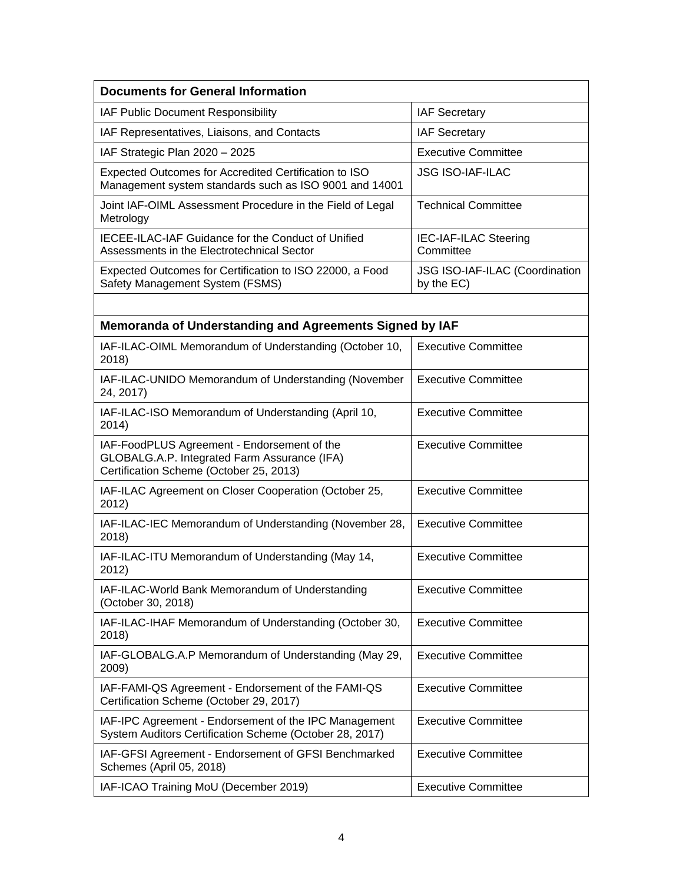| Documents for General Information | |
|---|---|
| IAF Public Document Responsibility | IAF Secretary |
| IAF Representatives, Liaisons, and Contacts | IAF Secretary |
| IAF Strategic Plan 2020 – 2025 | Executive Committee |
| Expected Outcomes for Accredited Certification to ISO Management system standards such as ISO 9001 and 14001 | JSG ISO-IAF-ILAC |
| Joint IAF-OIML Assessment Procedure in the Field of Legal Metrology | Technical Committee |
| IECEE-ILAC-IAF Guidance for the Conduct of Unified Assessments in the Electrotechnical Sector | IEC-IAF-ILAC Steering Committee |
| Expected Outcomes for Certification to ISO 22000, a Food Safety Management System (FSMS) | JSG ISO-IAF-ILAC (Coordination by the EC) |

| Memoranda of Understanding and Agreements Signed by IAF | |
|---|---|
| IAF-ILAC-OIML Memorandum of Understanding (October 10, 2018) | Executive Committee |
| IAF-ILAC-UNIDO Memorandum of Understanding (November 24, 2017) | Executive Committee |
| IAF-ILAC-ISO Memorandum of Understanding (April 10, 2014) | Executive Committee |
| IAF-FoodPLUS Agreement - Endorsement of the GLOBALG.A.P. Integrated Farm Assurance (IFA) Certification Scheme (October 25, 2013) | Executive Committee |
| IAF-ILAC Agreement on Closer Cooperation (October 25, 2012) | Executive Committee |
| IAF-ILAC-IEC Memorandum of Understanding (November 28, 2018) | Executive Committee |
| IAF-ILAC-ITU Memorandum of Understanding (May 14, 2012) | Executive Committee |
| IAF-ILAC-World Bank Memorandum of Understanding (October 30, 2018) | Executive Committee |
| IAF-ILAC-IHAF Memorandum of Understanding (October 30, 2018) | Executive Committee |
| IAF-GLOBALG.A.P Memorandum of Understanding (May 29, 2009) | Executive Committee |
| IAF-FAMI-QS Agreement - Endorsement of the FAMI-QS Certification Scheme (October 29, 2017) | Executive Committee |
| IAF-IPC Agreement - Endorsement of the IPC Management System Auditors Certification Scheme (October 28, 2017) | Executive Committee |
| IAF-GFSI Agreement - Endorsement of GFSI Benchmarked Schemes (April 05, 2018) | Executive Committee |
| IAF-ICAO Training MoU (December 2019) | Executive Committee |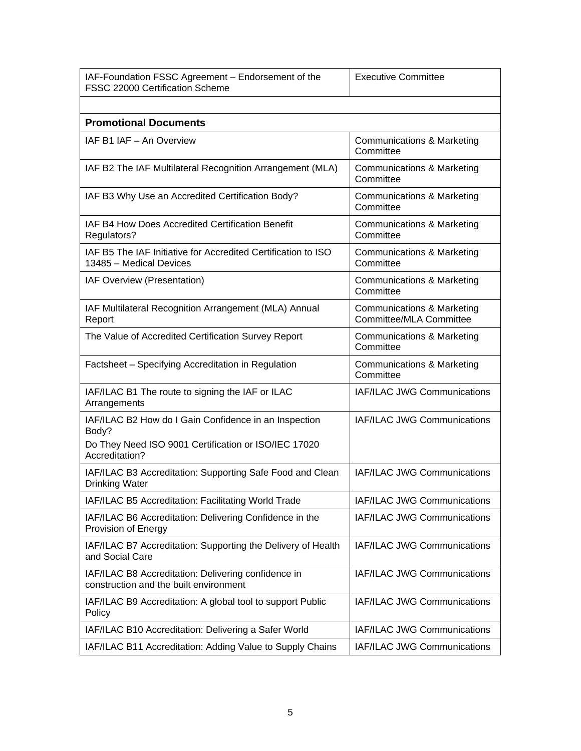| | |
|---|---|
| IAF-Foundation FSSC Agreement – Endorsement of the FSSC 22000 Certification Scheme | Executive Committee |
| | |
| **Promotional Documents** | |
| IAF B1 IAF – An Overview | Communications & Marketing Committee |
| IAF B2 The IAF Multilateral Recognition Arrangement (MLA) | Communications & Marketing Committee |
| IAF B3 Why Use an Accredited Certification Body? | Communications & Marketing Committee |
| IAF B4 How Does Accredited Certification Benefit Regulators? | Communications & Marketing Committee |
| IAF B5 The IAF Initiative for Accredited Certification to ISO 13485 – Medical Devices | Communications & Marketing Committee |
| IAF Overview (Presentation) | Communications & Marketing Committee |
| IAF Multilateral Recognition Arrangement (MLA) Annual Report | Communications & Marketing Committee/MLA Committee |
| The Value of Accredited Certification Survey Report | Communications & Marketing Committee |
| Factsheet – Specifying Accreditation in Regulation | Communications & Marketing Committee |
| IAF/ILAC B1 The route to signing the IAF or ILAC Arrangements | IAF/ILAC JWG Communications |
| IAF/ILAC B2 How do I Gain Confidence in an Inspection Body? Do They Need ISO 9001 Certification or ISO/IEC 17020 Accreditation? | IAF/ILAC JWG Communications |
| IAF/ILAC B3 Accreditation: Supporting Safe Food and Clean Drinking Water | IAF/ILAC JWG Communications |
| IAF/ILAC B5 Accreditation: Facilitating World Trade | IAF/ILAC JWG Communications |
| IAF/ILAC B6 Accreditation: Delivering Confidence in the Provision of Energy | IAF/ILAC JWG Communications |
| IAF/ILAC B7 Accreditation: Supporting the Delivery of Health and Social Care | IAF/ILAC JWG Communications |
| IAF/ILAC B8 Accreditation: Delivering confidence in construction and the built environment | IAF/ILAC JWG Communications |
| IAF/ILAC B9 Accreditation: A global tool to support Public Policy | IAF/ILAC JWG Communications |
| IAF/ILAC B10 Accreditation: Delivering a Safer World | IAF/ILAC JWG Communications |
| IAF/ILAC B11 Accreditation: Adding Value to Supply Chains | IAF/ILAC JWG Communications |